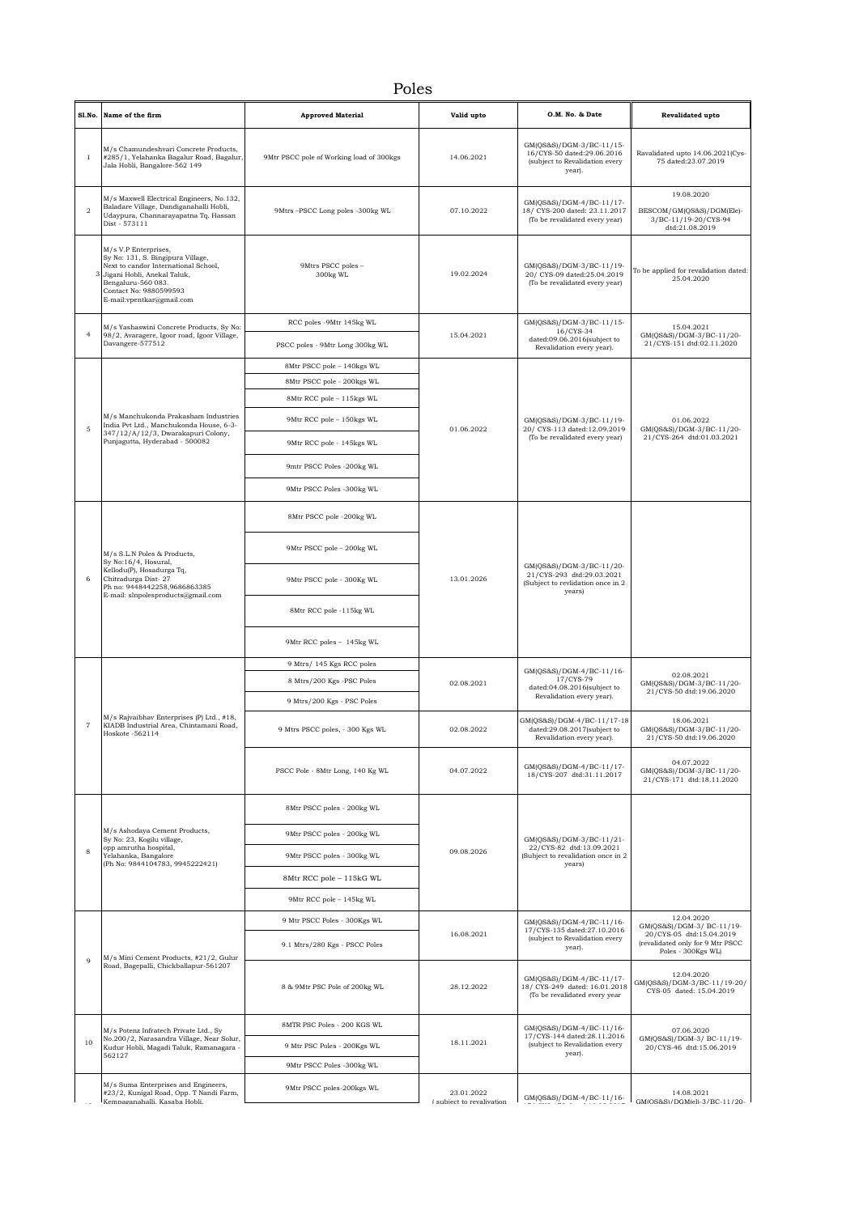# Poles

| Sl.No. | Name of the firm | Approved Material | Valid upto | O.M. No. & Date | Revalidated upto |
|---|---|---|---|---|---|
| 1 | M/s Chamundeshvari Concrete Products, #285/1, Yelahanka Bagalur Road, Bagalur, Jala Hobli, Bangalore-562 149 | 9Mtr PSCC pole of Working load of 300kgs | 14.06.2021 | GM(QS&S)/DGM-3/BC-11/15-16/CYS-50 dated:29.06.2016 (subject to Revalidation every year). | Ravalidated upto 14.06.2021(Cys-75 dated:23.07.2019 |
| 2 | M/s Maxwell Electrical Engineers, No.132, Baladare Village, Dandiganahalli Hobli, Udaypura, Channarayapatna Tq. Hassan Dist - 573111 | 9Mtrs –PSCC Long poles -300kg WL | 07.10.2022 | GM(QS&S)/DGM-4/BC-11/17-18/ CYS-200 dated: 23.11.2017 (To be revalidated every year) | 19.08.2020 BESCOM/GM(QS&S)/DGM(Ele)-3/BC-11/19-20/CYS-94 dtd:21.08.2019 |
| 3 | M/s V.P Enterprises, Sy No: 131, S. Bingipura Village, Next to candor International School, Jigani Hobli, Anekal Taluk, Bengaluru-560 083. Contact No: 9880599593 E-mail:vpentkar@gmail.com | 9Mtrs PSCC poles – 300kg WL | 19.02.2024 | GM(QS&S)/DGM-3/BC-11/19-20/ CYS-09 dated:25.04.2019 (To be revalidated every year) | To be applied for revalidation dated: 25.04.2020 |
| 4 | M/s Yashaswini Concrete Products, Sy No: 98/2, Avaragere, Igoor road, Igoor Village, Davangere-577512 | RCC poles -9Mtr 145kg WL | 15.04.2021 | GM(QS&S)/DGM-3/BC-11/15-16/CYS-34 dated:09.06.2016(subject to Revalidation every year). | 15.04.2021 GM(QS&S)/DGM-3/BC-11/20-21/CYS-151 dtd:02.11.2020 |
| | | PSCC poles - 9Mtr Long 300kg WL | | | |
| 5 | M/s Manchukonda Prakasham Industries India Pvt Ltd., Manchukonda House, 6-3-347/12/A/12/3, Dwarakapuri Colony, Punjagutta, Hyderabad - 500082 | 8Mtr PSCC pole – 140kgs WL | 01.06.2022 | GM(QS&S)/DGM-3/BC-11/19-20/ CYS-113 dated:12.09.2019 (To be revalidated every year) | 01.06.2022 GM(QS&S)/DGM-3/BC-11/20-21/CYS-264 dtd:01.03.2021 |
| | | 8Mtr PSCC pole – 200kgs WL | | | |
| | | 8Mtr RCC pole – 115kgs WL | | | |
| | | 9Mtr RCC pole – 150kgs WL | | | |
| | | 9Mtr RCC pole - 145kgs WL | | | |
| | | 9mtr PSCC Poles -200kg WL | | | |
| | | 9Mtr PSCC Poles -300kg WL | | | |
| 6 | M/s S.L.N Poles & Products, Sy No:16/4, Hosural, Kellodu(P), Hosadurga Tq, Chitradurga Dist- 27 Ph no: 9448442258,9686863385 E-mail: slnpolesproducts@gmail.com | 8Mtr PSCC pole -200kg WL | 13.01.2026 | GM(QS&S)/DGM-3/BC-11/20-21/CYS-293 dtd:29.03.2021 (Subject to revlidation once in 2 years) | |
| | | 9Mtr PSCC pole – 200kg WL | | | |
| | | 9Mtr PSCC pole - 300Kg WL | | | |
| | | 8Mtr RCC pole -115kg WL | | | |
| | | 9Mtr RCC poles – 145kg WL | | | |
| 7 | M/s Rajvaibhav Enterprises (P) Ltd., #18, KIADB Industrial Area, Chintamani Road, Hoskote -562114 | 9 Mtrs/ 145 Kgs RCC poles | 02.08.2021 | GM(QS&S)/DGM-4/BC-11/16-17/CYS-79 dated:04.08.2016(subject to Revalidation every year). | 02.08.2021 GM(QS&S)/DGM-3/BC-11/20-21/CYS-50 dtd:19.06.2020 |
| | | 8 Mtrs/200 Kgs -PSC Poles | | | |
| | | 9 Mtrs/200 Kgs - PSC Poles | | | |
| | | 9 Mtrs PSCC poles, - 300 Kgs WL | 02.08.2022 | GM(QS&S)/DGM-4/BC-11/17-18 dated:29.08.2017(subject to Revalidation every year). | 18.06.2021 GM(QS&S)/DGM-3/BC-11/20-21/CYS-50 dtd:19.06.2020 |
| | | PSCC Pole - 8Mtr Long, 140 Kg WL | 04.07.2022 | GM(QS&S)/DGM-4/BC-11/17-18/CYS-207 dtd:31.11.2017 | 04.07.2022 GM(QS&S)/DGM-3/BC-11/20-21/CYS-171 dtd:18.11.2020 |
| 8 | M/s Ashodaya Cement Products, Sy No: 23, Kogilu village, opp amrutha hospital, Yelahanka, Bangalore (Ph No: 9844104783, 9945222421) | 8Mtr PSCC poles - 200kg WL | 09.08.2026 | GM(QS&S)/DGM-3/BC-11/21-22/CYS-82 dtd:13.09.2021 (Subject to revalidation once in 2 years) | |
| | | 9Mtr PSCC poles - 200kg WL | | | |
| | | 9Mtr PSCC poles - 300kg WL | | | |
| | | 8Mtr RCC pole – 115kG WL | | | |
| | | 9Mtr RCC pole – 145kg WL | | | |
| 9 | M/s Mini Cement Products, #21/2, Gulur Road, Bagepalli, Chickballapur-561207 | 9 Mtr PSCC Poles - 300Kgs WL | 16.08.2021 | GM(QS&S)/DGM-4/BC-11/16-17/CYS-135 dated:27.10.2016 (subject to Revalidation every year). | 12.04.2020 GM(QS&S)/DGM-3/ BC-11/19-20/CYS-05 dtd:15.04.2019 (revalidated only for 9 Mtr PSCC Poles - 300Kgs WL) |
| | | 9.1 Mtrs/280 Kgs - PSCC Poles | | | |
| | | 8 & 9Mtr PSC Pole of 200kg WL | 28.12.2022 | GM(QS&S)/DGM-4/BC-11/17-18/ CYS-249 dated: 16.01.2018 (To be revalidated every year | 12.04.2020 GM(QS&S)/DGM-3/BC-11/19-20/ CYS-05 dated: 15.04.2019 |
| 10 | M/s Potenz Infratech Private Ltd., Sy No.200/2, Narasandra Village, Near Solur, Kudur Hobli, Magadi Taluk, Ramanagara - 562127 | 8MTR PSC Poles - 200 KGS WL | 18.11.2021 | GM(QS&S)/DGM-4/BC-11/16-17/CYS-144 dated:28.11.2016 (subject to Revalidation every year). | 07.06.2020 GM(QS&S)/DGM-3/ BC-11/19-20/CYS-46 dtd:15.06.2019 |
| | | 9 Mtr PSC Poles - 200Kgs WL | | | |
| | | 9Mtr PSCC Poles -300kg WL | | | |
| 11 | M/s Suma Enterprises and Engineers, #23/2, Kunigal Road, Opp. T Nandi Farm, Kempaganahalli, Kasaba Hobli, | 9Mtr PSCC poles-200kgs WL | 23.01.2022 ( subject to revalidation | GM(QS&S)/DGM-4/BC-11/16- | 14.08.2021 GM(QS&S)/DGM(el)-3/BC-11/20- |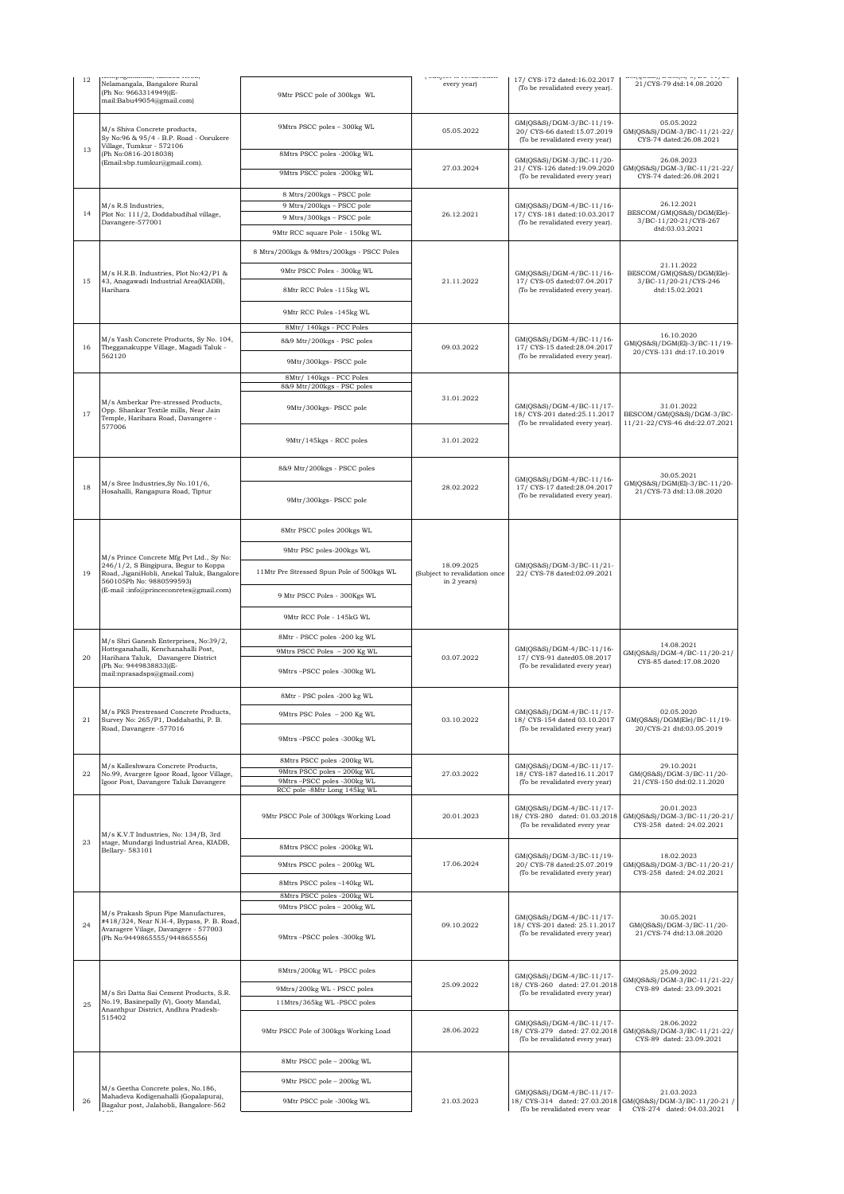| 12 | Nelamangala, Bangalore Rural (Ph No: 9663314949)(E-mail:Babu49054@gmail.com) | 9Mtr PSCC pole of 300kgs WL | every year) | 17/ CYS-172 dated:16.02.2017 (To be revalidated every year). | 21/CYS-79 dtd:14.08.2020 |
|---|---|---|---|---|---|
| 13 | M/s Shiva Concrete products, Sy No:96 & 95/4 - B.P. Road - Oorukere Village, Tumkur - 572106 (Ph No:0816-2018038) (Email:sbp.tumkur@gmail.com). | 9Mtrs PSCC poles – 300kg WL | 05.05.2022 | GM(QS&S)/DGM-3/BC-11/19-20/ CYS-66 dated:15.07.2019 (To be revalidated every year) | 05.05.2022 GM(QS&S)/DGM-3/BC-11/21-22/ CYS-74 dated:26.08.2021 |
| | | 8Mtrs PSCC poles -200kg WL<br>9Mtrs PSCC poles -200kg WL | 27.03.2024 | GM(QS&S)/DGM-3/BC-11/20-21/ CYS-126 dated:19.09.2020 (To be revalidated every year) | 26.08.2023 GM(QS&S)/DGM-3/BC-11/21-22/ CYS-74 dated:26.08.2021 |
| 14 | M/s R.S Industries, Plot No: 111/2, Doddabudihal village, Davangere-577001 | 8 Mtrs/200kgs – PSCC pole<br>9 Mtrs/200kgs – PSCC pole<br>9 Mtrs/300kgs – PSCC pole<br>9Mtr RCC square Pole - 150kg WL | 26.12.2021 | GM(QS&S)/DGM-4/BC-11/16-17/ CYS-181 dated:10.03.2017 (To be revalidated every year). | 26.12.2021 BESCOM/GM(QS&S)/DGM(Ele)-3/BC-11/20-21/CYS-267 dtd:03.03.2021 |
| 15 | M/s H.R.B. Industries, Plot No:42/P1 & 43, Anagawadi Industrial Area(KIADB), Harihara | 8 Mtrs/200kgs & 9Mtrs/200kgs - PSCC Poles<br>9Mtr PSCC Poles - 300kg WL<br>8Mtr RCC Poles -115kg WL<br>9Mtr RCC Poles -145kg WL | 21.11.2022 | GM(QS&S)/DGM-4/BC-11/16-17/ CYS-05 dated:07.04.2017 (To be revalidated every year). | 21.11.2022 BESCOM/GM(QS&S)/DGM(Ele)-3/BC-11/20-21/CYS-246 dtd:15.02.2021 |
| 16 | M/s Yash Concrete Products, Sy No. 104, Thegganakuppe Village, Magadi Taluk - 562120 | 8Mtr/ 140kgs - PCC Poles<br>8&9 Mtr/200kgs - PSC poles<br>9Mtr/300kgs- PSCC pole | 09.03.2022 | GM(QS&S)/DGM-4/BC-11/16-17/ CYS-15 dated:28.04.2017 (To be revalidated every year). | 16.10.2020 GM(QS&S)/DGM(El)-3/BC-11/19-20/CYS-131 dtd:17.10.2019 |
| 17 | M/s Amberkar Pre-stressed Products, Opp. Shankar Textile mills, Near Jain Temple, Harihara Road, Davangere - 577006 | 8Mtr/ 140kgs - PCC Poles<br>8&9 Mtr/200kgs - PSC poles<br>9Mtr/300kgs- PSCC pole | 31.01.2022 | GM(QS&S)/DGM-4/BC-11/17-18/ CYS-201 dated:25.11.2017 (To be revalidated every year). | 31.01.2022 BESCOM/GM(QS&S)/DGM-3/BC-11/21-22/CYS-46 dtd:22.07.2021 |
| | | 9Mtr/145kgs - RCC poles | 31.01.2022 | | |
| 18 | M/s Sree Industries,Sy No.101/6, Hosahalli, Rangapura Road, Tiptur | 8&9 Mtr/200kgs - PSCC poles<br>9Mtr/300kgs- PSCC pole | 28.02.2022 | GM(QS&S)/DGM-4/BC-11/16-17/ CYS-17 dated:28.04.2017 (To be revalidated every year). | 30.05.2021 GM(QS&S)/DGM(El)-3/BC-11/20-21/CYS-73 dtd:13.08.2020 |
| 19 | M/s Prince Concrete Mfg Pvt Ltd., Sy No: 246/1/2, S Bingipura, Begur to Koppa Road, JiganiHobli, Anekal Taluk, Bangalore-560105Ph No: 9880599593) (E-mail :info@princeconretes@gmail.com) | 8Mtr PSCC poles 200kgs WL<br>9Mtr PSC poles-200kgs WL<br>11Mtr Pre Stressed Spun Pole of 500kgs WL<br>9 Mtr PSCC Poles - 300Kgs WL<br>9Mtr RCC Pole - 145kG WL | 18.09.2025 (Subject to revalidation once in 2 years) | GM(QS&S)/DGM-3/BC-11/21-22/ CYS-78 dated:02.09.2021 | |
| 20 | M/s Shri Ganesh Enterprises, No:39/2, Hotteganahalli, Kenchanahalli Post, Harihara Taluk, Davangere District (Ph No: 9449838833)(E-mail:nprasadsps@gmail.com) | 8Mtr - PSCC poles -200 kg WL<br>9Mtrs PSCC Poles – 200 Kg WL<br>9Mtrs –PSCC poles -300kg WL | 03.07.2022 | GM(QS&S)/DGM-4/BC-11/16-17/ CYS-91 dated05.08.2017 (To be revalidated every year) | 14.08.2021 GM(QS&S)/DGM-4/BC-11/20-21/ CYS-85 dated:17.08.2020 |
| 21 | M/s PKS Prestressed Concrete Products, Survey No: 265/P1, Doddabathi, P. B. Road, Davangere -577016 | 8Mtr - PSC poles -200 kg WL<br>9Mtrs PSC Poles – 200 Kg WL<br>9Mtrs –PSCC poles -300kg WL | 03.10.2022 | GM(QS&S)/DGM-4/BC-11/17-18/ CYS-154 dated 03.10.2017 (To be revalidated every year) | 02.05.2020 GM(QS&S)/DGM(Ele)/BC-11/19-20/CYS-21 dtd:03.05.2019 |
| 22 | M/s Kalleshwara Concrete Products, No.99, Avargere Igoor Road, Igoor Village, Igoor Post, Davangere Taluk Davangere | 8Mtrs PSCC poles -200kg WL<br>9Mtrs PSCC poles – 200kg WL<br>9Mtrs –PSCC poles -300kg WL<br>RCC pole -8Mtr Long 145kg WL | 27.03.2022 | GM(QS&S)/DGM-4/BC-11/17-18/ CYS-187 dated16.11.2017 (To be revalidated every year) | 29.10.2021 GM(QS&S)/DGM-3/BC-11/20-21/CYS-150 dtd:02.11.2020 |
| 23 | M/s K.V.T Industries, No: 134/B, 3rd stage, Mundargi Industrial Area, KIADB, Bellary- 583101 | 9Mtr PSCC Pole of 300kgs Working Load | 20.01.2023 | GM(QS&S)/DGM-4/BC-11/17-18/ CYS-280 dated: 01.03.2018 (To be revalidated every year | 20.01.2023 GM(QS&S)/DGM-3/BC-11/20-21/ CYS-258 dated: 24.02.2021 |
| | | 8Mtrs PSCC poles -200kg WL<br>9Mtrs PSCC poles – 200kg WL<br>8Mtrs PSCC poles –140kg WL | 17.06.2024 | GM(QS&S)/DGM-3/BC-11/19-20/ CYS-78 dated:25.07.2019 (To be revalidated every year) | 18.02.2023 GM(QS&S)/DGM-3/BC-11/20-21/ CYS-258 dated: 24.02.2021 |
| 24 | M/s Prakash Spun Pipe Manufactures, #418/324, Near N.H-4, Bypass, P. B. Road, Avaragere Vilage, Davangere - 577003 (Ph No:9449865555/944865556) | 8Mtrs PSCC poles -200kg WL<br>9Mtrs PSCC poles – 200kg WL<br>9Mtrs –PSCC poles -300kg WL | 09.10.2022 | GM(QS&S)/DGM-4/BC-11/17-18/ CYS-201 dated: 25.11.2017 (To be revalidated every year) | 30.05.2021 GM(QS&S)/DGM-3/BC-11/20-21/CYS-74 dtd:13.08.2020 |
| 25 | M/s Sri Datta Sai Cement Products, S.R. No.19, Basinepally (V), Gooty Mandal, Ananthpur District, Andhra Pradesh-515402 | 8Mtrs/200kg WL - PSCC poles<br>9Mtrs/200kg WL - PSCC poles<br>11Mtrs/365kg WL -PSCC poles | 25.09.2022 | GM(QS&S)/DGM-4/BC-11/17-18/ CYS-260 dated: 27.01.2018 (To be revalidated every year) | 25.09.2022 GM(QS&S)/DGM-3/BC-11/21-22/ CYS-89 dated: 23.09.2021 |
| | | 9Mtr PSCC Pole of 300kgs Working Load | 28.06.2022 | GM(QS&S)/DGM-4/BC-11/17-18/ CYS-279 dated: 27.02.2018 (To be revalidated every year) | 28.06.2022 GM(QS&S)/DGM-3/BC-11/21-22/ CYS-89 dated: 23.09.2021 |
| 26 | M/s Geetha Concrete poles, No.186, Mahadeva Kodigenahalli (Gopalapura), Bagalur post, Jalahobli, Bangalore-562 | 8Mtr PSCC pole – 200kg WL<br>9Mtr PSCC pole – 200kg WL<br>9Mtr PSCC pole -300kg WL | 21.03.2023 | GM(QS&S)/DGM-4/BC-11/17-18/ CYS-314 dated: 27.03.2018 (To be revalidated every year | 21.03.2023 GM(QS&S)/DGM-3/BC-11/20-21 / CYS-274 dated: 04.03.2021 |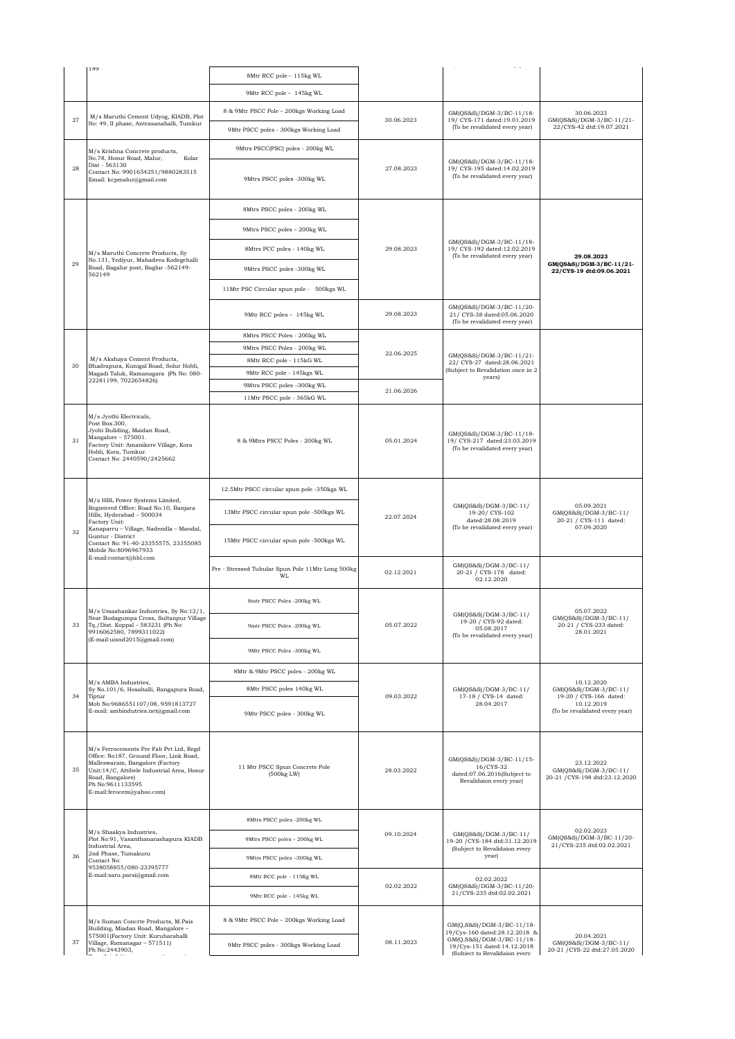| | | | | | |
|---|---|---|---|---|---|
| | 149 | 8Mtr RCC pole – 115kg WL | | | |
| | | 9Mtr RCC pole – 145kg WL | | | |
| 27 | M/s Maruthi Cement Udyog, KIADB, Plot No: 49, II phase, Antrasanahalli, Tumkur | 8 & 9Mtr PSCC Pole – 200kgs Working Load | 30.06.2023 | GM(QS&S)/DGM-3/BC-11/18-19/ CYS-171 dated:19.01.2019 (To be revalidated every year) | 30.06.2023 GM(QS&S)/DGM-3/BC-11/21-22/CYS-42 dtd:19.07.2021 |
| | | 9Mtr PSCC poles - 300kgs Working Load | | | |
| 28 | M/s Krishna Concrete products, No.78, Hosur Road, Malur, Kolar Dist - 563130 Contact No: 9901654251/9880283515 Email: kcpmalur@gmail.com | 9Mtrs PSCC(PSC) poles - 200kg WL | 27.08.2023 | GM(QS&S)/DGM-3/BC-11/18-19/ CYS-195 dated:14.02.2019 (To be revalidated every year) | |
| | | 9Mtrs PSCC poles -300kg WL | | | |
| 29 | M/s Maruthi Concrete Products, Sy No.131, Yediyur, Mahadeva Kodegehalli Road, Bagalur post, Baglur -562149-562149 | 8Mtrs PSCC poles - 200kg WL | 29.08.2023 | GM(QS&S)/DGM-3/BC-11/18-19/ CYS-192 dated:12.02.2019 (To be revalidated every year) | **29.08.2023 GM(QS&S)/DGM-3/BC-11/21-22/CYS-19 dtd:09.06.2021** |
| | | 9Mtrs PSCC poles – 200kg WL | | | |
| | | 8Mtrs PCC poles - 140kg WL | | | |
| | | 9Mtrs PSCC poles -300kg WL | | | |
| | | 11Mtr PSC Circular spun pole - 500kgs WL | | | |
| | | 9Mtr RCC poles – 145kg WL | 29.08.2023 | GM(QS&S)/DGM-3/BC-11/20-21/ CYS-38 dated:05.06.2020 (To be revalidated every year) | |
| 30 | M/s Akshaya Cement Products, Bhadrapura, Kunigal Road, Solur Hobli, Magadi Taluk, Ramanagara (Ph No: 080-22281199, 7022654826) | 8Mtrs PSCC Poles - 200kg WL | 22.06.2025 | GM(QS&S)/DGM-3/BC-11/21-22/ CYS-27 dated:28.06.2021 (Subject to Revalidation once in 2 years) | |
| | | 9Mtrs PSCC Poles - 200kg WL | | | |
| | | 8Mtr RCC pole - 115kG WL | | | |
| | | 9Mtr RCC pole - 145kgs WL | | | |
| | | 9Mtrs PSCC poles –300kg WL | 21.06.2026 | | |
| | | 11Mtr PSCC pole - 365kG WL | | | |
| 31 | M/s Jyothi Electricals, Post Box.300, Jyohi Buliding, Maidan Road, Mangalore – 575001. Factory Unit: Amanikere Village, Kora Hobli, Kora, Tumkur. Contact No: 2440590/2425662 | 8 & 9Mtrs PSCC Poles - 200kg WL | 05.01.2024 | GM(QS&S)/DGM-3/BC-11/18-19/ CYS-217 dated:23.03.2019 (To be revalidated every year) | |
| 32 | M/s HBL Power Systems Limited, Registered Office: Road No:10, Banjara Hills, Hyderabad – 500034 Factory Unit: Kanaparru – Village, Nadendla – Mandal, Guntur - District Contact No: 91-40-23355575, 23355085 Mobile No:8096967933 E-mail:contact@hbl.com | 12.5Mtr PSCC circular spun pole -350kgs WL | 22.07.2024 | GM(QS&S)/DGM-3/BC-11/ 19-20/ CYS-102 dated:28.08.2019 (To be revalidated every year) | 05.09.2021 GM(QS&S)/DGM-3/BC-11/ 20-21 / CYS-111 dated: 07.09.2020 |
| | | 13Mtr PSCC circular spun pole -500kgs WL | | | |
| | | 15Mtr PSCC circular spun pole -500kgs WL | | | |
| | | Pre - Stressed Tubular Spun Pole 11Mtr Long 500kg WL | 02.12.2021 | GM(QS&S)/DGM-3/BC-11/ 20-21 / CYS-178 dated: 02.12.2020 | |
| 33 | M/s Umashankar Industries, Sy No:12/1, Near Budagumpa Cross, Sultanpur Village Tq./Dist. Koppal – 583231 (Ph No: 9916062580, 7899311022) (E-mail:uisnd2015@gmail.com) | 8mtr PSCC Poles -200kg WL | 05.07.2022 | GM(QS&S)/DGM-3/BC-11/ 19-20 / CYS-92 dated: 05.08.2017 (To be revalidated every year) | 05.07.2022 GM(QS&S)/DGM-3/BC-11/ 20-21 / CYS-233 dated: 28.01.2021 |
| | | 9mtr PSCC Poles -200kg WL | | | |
| | | 9Mtr PSCC Poles -300kg WL | | | |
| 34 | M/s AMBA Industries, Sy No.101/6, Hosahalli, Rangapura Road, Tiptur Mob No:9686551107/08, 9591813727 E-mail: ambindutries.net@gmail.com | 8Mtr & 9Mtr PSCC poles - 200kg WL | 09.03.2022 | GM(QS&S)/DGM-3/BC-11/ 17-18 / CYS-14 dated: 28.04.2017 | 10.12.2020 GM(QS&S)/DGM-3/BC-11/ 19-20 / CYS-166 dated: 10.12.2019 (To be revalidated every year) |
| | | 8Mtr PSCC poles 140kg WL | | | |
| | | 9Mtr PSCC poles - 300kg WL | | | |
| 35 | M/s Ferrocements Pre Fab Pvt Ltd, Regd Office: No187, Ground Floor, Link Road, Malleswaram, Bangalore (Factory Unit:14/C, Attibele Industrial Area, Hosur Road, Bangalore) Ph No:9611133595 E-mail:ferocem@yahoo.com) | 11 Mtr PSCC Spun Concrete Pole (500kg LW) | 28.03.2022 | GM(QS&S)/DGM-3/BC-11/15-16/CYS-32 dated:07.06.2016(Subject to Revalidaion every year) | 23.12.2022 GM(QS&S)/DGM-3/BC-11/ 20-21 /CYS-198 dtd:23.12.2020 |
| 36 | M/s Shaakya Industries, Plot No:91, Vasanthanarashapura KIADB Industrial Area, 2nd Phase, Tumakuru Contact No: 9538058855/080-23395777 E-mail:saru.parsi@gmail.com | 8Mtrs PSCC poles -200kg WL | 09.10.2024 | GM(QS&S)/DGM-3/BC-11/ 19-20 /CYS-184 dtd:31.12.2019 (Subject to Revalidaion every year) | 02.02.2023 GM(QS&S)/DGM-3/BC-11/20-21/CYS-235 dtd:02.02.2021 |
| | | 9Mtrs PSCC poles – 200kg WL | | | |
| | | 9Mtrs PSCC poles –300kg WL | | | |
| | | 8Mtr RCC pole - 115Kg WL | 02.02.2022 | 02.02.2022 GM(QS&S)/DGM-3/BC-11/20-21/CYS-235 dtd:02.02.2021 | |
| | | 9Mtr RCC pole - 145kg WL | | | |
| 37 | M/s Suman Concrte Products, M.Pais Building, Miadan Road, Mangalore – 575001(Factory Unit: Kurubarahalli Village, Ramanagar – 571511) Ph No:2443903, | 8 & 9Mtr PSCC Pole – 200kgs Working Load | 08.11.2023 | GM(Q,S&S)/DGM-3/BC-11/18-19/Cys-160 dated:28.12.2018 & GM(Q,S&S)/DGM-3/BC-11/18-19/Cys-151 dated:14.12.2018 (Subject to Revalidaion every | 20.04.2021 GM(QS&S)/DGM-3/BC-11/ 20-21 /CYS-22 dtd:27.05.2020 |
| | | 9Mtr PSCC poles - 300kgs Working Load | | | |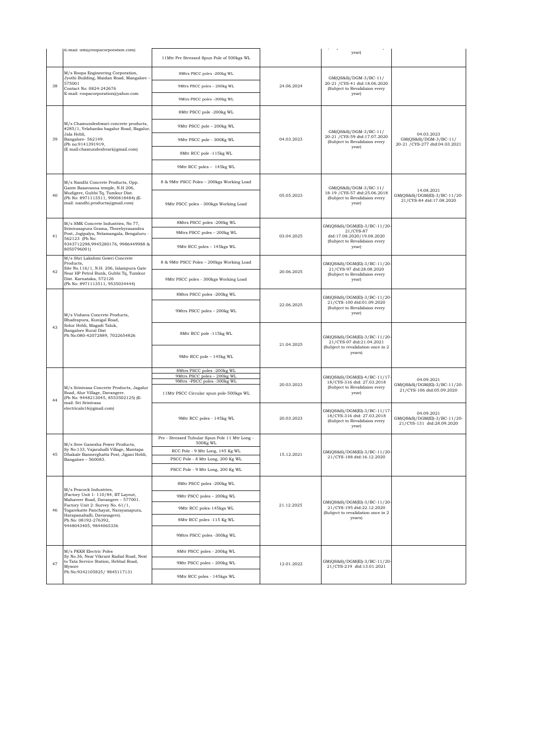| | | | | | |
|---|---|---|---|---|---|
| | E-mail: info@roopacorporation.com) | 11Mtr Pre Stressed Spun Pole of 500kgs WL | | year) | |
| 38 | M/s Roopa Engineering Corporation, Jyothi Building, Maidan Road, Mangalore – 575001 Contact No: 0824-242676 E-mail: roopacorporation@yahoo.com | 8Mtrs PSCC poles -200kg WL | 24.06.2024 | GM(QS&S)/DGM-3/BC-11/ 20-21 /CYS-41 dtd:18.06.2020 (Subject to Revalidaion every year) | |
| | | 9Mtrs PSCC poles – 200kg WL | | | |
| | | 9Mtrs PSCC poles –300kg WL | | | |
| 39 | M/s Chamundeshwari concrete products, #285/1, Yelahanka bagalur Road, Bagalur, Jala Hobli, Bangalore- 562149. (Ph no:9141391919, (E mail:chamundeshvari@gmail.com) | 8Mtr PSCC pole -200kg WL | 04.03.2023 | GM(QS&S)/DGM-3/BC-11/ 20-21 /CYS-59 dtd:17.07.2020 (Subject to Revalidaion every year) | 04.03.2023 GM(QS&S)/DGM-3/BC-11/ 20-21 /CYS-277 dtd:04.03.2021 |
| | | 9Mtr PSCC pole – 200kg WL | | | |
| | | 9Mtr PSCC pole - 300Kg WL | | | |
| | | 8Mtr RCC pole -115kg WL | | | |
| | | 9Mtr RCC poles – 145kg WL | | | |
| 40 | M/s Nandhi Concrete Products, Opp. Gante Basavanna temple, N.H 206, Mudigere, Gubbi Tq, Tumkur Dist. (Ph No: 8971113511, 9900818484) (E-mail: nandhi.products@gmail.com) | 8 & 9Mtr PSCC Poles – 200kgs Working Load | 05.05.2023 | GM(QS&S)/DGM-3/BC-11/ 18-19 /CYS-57 dtd:25.06.2018 (Subject to Revalidaion every year) | 14.08.2021 GM(QS&S)/DGM(El)-3/BC-11/20-21/CYS-84 dtd:17.08.2020 |
| | | 9Mtr PSCC poles - 300kgs Working Load | | | |
| 41 | M/s SMK Concrete Industries, No 77, Srinivasapura Grama, Thorebyrasandra Post, Jogipalya, Nelamangala, Bengaluru - 562123 (Ph No: 9343712298,9945280176, 9986449988 & 8050796001) | 8Mtrs PSCC poles -200kg WL | 03.04.2025 | GM(QS&S)/DGM(El)-3/BC-11/20-21/CYS-87 dtd:17.08.2020/19.08.2020 (Subject to Revalidaion every year) | |
| | | 9Mtrs PSCC poles – 200kg WL | | | |
| | | 9Mtr RCC poles – 145kgs WL | | | |
| 42 | M/s Shri Lakshmi Gowri Concrete Products, Site No.116/1, N.H. 206, Islampura Gate Near HP Petrol Bunk, Gubbi Tq, Tumkur Dist. Karnataka, 572126 (Ph No: 8971113511, 9535034444) | 8 & 9Mtr PSCC Poles – 200kgs Working Load | 20.06.2025 | GM(QS&S)/DGM(El)-3/BC-11/20-21/CYS-97 dtd:28.08.2020 (Subject to Revalidaion every year) | |
| | | 9Mtr PSCC poles - 300kgs Working Load | | | |
| 43 | M/s Vishava Concrete Products, Bhadrapura, Kunigal Road, Solur Hobli, Magadi Taluk, Bangalore Rural Dist Ph No:080-42072889, 7022654826 | 8Mtrs PSCC poles -200kg WL | 22.06.2025 | GM(QS&S)/DGM(El)-3/BC-11/20-21/CYS-100 dtd:01.09.2020 (Subject to Revalidaion every year) | |
| | | 9Mtrs PSCC poles – 200kg WL | | | |
| | | 8Mtr RCC pole -115kg WL | 21.04.2025 | GM(QS&S)/DGM(El)-3/BC-11/20-21/CYS-07 dtd:21.04.2021 (Subject to revalidation once in 2 years) | |
| | | 9Mtr RCC pole – 145kg WL | | | |
| 44 | M/s Srinivasa Concrete Products, Jagalur Road, Alur Village, Davangere. (Ph No: 9448213045, 8553502125) (E-mail: Sri Srinivasa electricals16@gmail.com) | 8Mtrs PSCC poles -200kg WL | 20.03.2023 | GM(QS&S)/DGM(El)-4/BC-11/17-18/CYS-316 dtd: 27.03.2018 (Subject to Revalidaion every year) | 04.09.2021 GM(QS&S)/DGM(El)-3/BC-11/20-21/CYS-106 dtd:05.09.2020 |
| | | 9Mtrs PSCC poles – 200kg WL | | | |
| | | 9Mtrs –PSCC poles -300kg WL | | | |
| | | 11Mtr PSCC Circular spun pole-500kgs WL | | | |
| | | 9Mtr RCC poles - 145kg WL | 20.03.2023 | GM(QS&S)/DGM(El)-3/BC-11/17-18/CYS-316 dtd: 27.03.2018 (Subject to Revalidaion every year) | 04.09.2021 GM(QS&S)/DGM(El)-3/BC-11/20-21/CYS-131 dtd:28.09.2020 |
| 45 | M/s Sree Ganesha Power Products, Sy No:133, Vajarahalli Village, Mantapa Dhakale Bannerghatta Post, Jigani Hobli, Bangalore – 560083. | Pre - Stressed Tubular Spun Pole 11 Mtr Long - 500Kg WL | 15.12.2021 | GM(QS&S)/DGM(El)-3/BC-11/20-21/CYS-188 dtd:16.12.2020 | |
| | | RCC Pole - 9 Mtr Long, 145 Kg WL | | | |
| | | PSCC Pole - 8 Mtr Long, 200 Kg WL | | | |
| | | PSCC Pole - 9 Mtr Long, 200 Kg WL | | | |
| 46 | M/s Peacock Industries, (Factory Unit 1: 110/84, BT Layout, Mahaveer Road, Davangere – 577001. Factory Unit 2: Survey No. 61/1, Togarekatte Panchayat, Narayanapura, Harapanahalli, Davanagere). Ph No: 08192-276392, 9448043405, 9844065336 | 8Mtr PSCC poles -200kg WL | 21.12.2025 | GM(QS&S)/DGM(El)-3/BC-11/20-21/CYS-195 dtd:22.12.2020 (Subject to revalidation once in 2 years) | |
| | | 9Mtr PSCC poles – 200kg WL | | | |
| | | 9Mtr RCC poles-145kgs WL | | | |
| | | 8Mtr RCC poles -115 Kg WL | | | |
| | | 9Mtrs PSCC poles -300kg WL | | | |
| 47 | M/s PKKR Electric Poles Sy No.36, Near Vikrant Radial Road, Next to Tata Service Station, Hebbal Road, Mysore Ph No:9342105825/ 9845117131 | 8Mtr PSCC poles - 200kg WL | 12.01.2022 | GM(QS&S)/DGM(El)-3/BC-11/20-21/CYS-219 dtd:13.01.2021 | |
| | | 9Mtr PSCC poles – 200kg WL | | | |
| | | 9Mtr RCC poles - 145kgs WL | | | |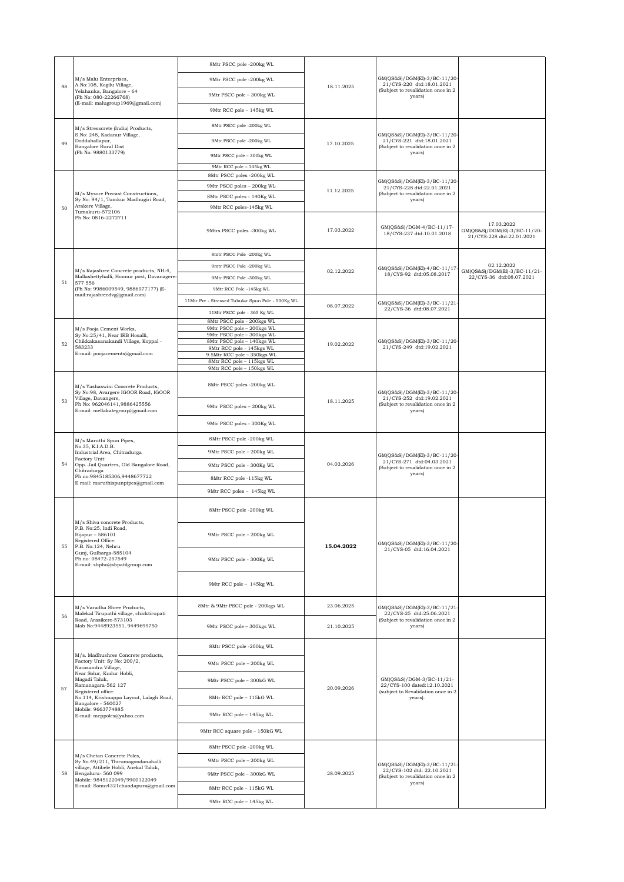| | | | | | |
|---|---|---|---|---|---|
| 48 | M/s Malu Enterprises, A.No:108, Kogilu Village, Yelahanka, Bangalore – 64 (Ph No: 080-22266768) (E-mail: malugroup1969@gmail.com) | 8Mtr PSCC pole -200kg WL | 18.11.2025 | GM(QS&S)/DGM(El)-3/BC-11/20-21/CYS-220 dtd:18.01.2021 (Subject to revalidation once in 2 years) | |
| | | 9Mtr PSCC pole -200kg WL | | | |
| | | 9Mtr PSCC pole – 300kg WL | | | |
| | | 9Mtr RCC pole – 145kg WL | | | |
| 49 | M/s Stresscrete (India) Products, S.No: 248, Kadanur Village, Doddaballapur, Bangalore Rural Dist (Ph No: 9880133779) | 8Mtr PSCC pole -200kg WL | 17.10.2025 | GM(QS&S)/DGM(El)-3/BC-11/20-21/CYS-221 dtd:18.01.2021 (Subject to revalidation once in 2 years) | |
| | | 9Mtr PSCC pole -200kg WL | | | |
| | | 9Mtr PSCC pole – 300kg WL | | | |
| | | 9Mtr RCC pole – 145kg WL | | | |
| 50 | M/s Mysore Precast Constructions, Sy No: 94/1, Tumkur Madhugiri Road, Arakere Village, Tumakuru-572106 Ph No: 0816-2272711 | 8Mtr PSCC poles -200kg WL | 11.12.2025 | GM(QS&S)/DGM(El)-3/BC-11/20-21/CYS-228 dtd:22.01.2021 (Subject to revalidation once in 2 years) | |
| | | 9Mtr PSCC poles – 200kg WL | | | |
| | | 8Mtr PSCC poles - 140Kg WL | | | |
| | | 9Mtr RCC poles-145kg WL | | | |
| | | 9Mtrs PSCC poles -300kg WL | 17.03.2022 | GM(QS&S)/DGM-4/BC-11/17-18/CYS-237 dtd:10.01.2018 | 17.03.2022 GM(QS&S)/DGM(El)-3/BC-11/20-21/CYS-228 dtd:22.01.2021 |
| 51 | M/s Rajashree Concrete products, NH-4, Mallashettyhalli, Honnur post, Davanagere-577 556 (Ph No: 9986009549, 9886077177) (E-mail:rajashreedvg@gmail.com) | 8mtr PSCC Pole -200kg WL | 02.12.2022 | GM(QS&S)/DGM(El)-4/BC-11/17-18/CYS-92 dtd:05.08.2017 | 02.12.2022 GM(QS&S)/DGM(El)-3/BC-11/21-22/CYS-36 dtd:08.07.2021 |
| | | 9mtr PSCC Pole -200kg WL | | | |
| | | 9Mtr PSCC Pole -300kg WL | | | |
| | | 9Mtr RCC Pole -145kg WL | | | |
| | | 11Mtr Pre - Stressed Tubular Spun Pole - 500Kg WL | 08.07.2022 | GM(QS&S)/DGM(El)-3/BC-11/21-22/CYS-36 dtd:08.07.2021 | |
| | | 11Mtr PSCC pole - 365 Kg WL | | | |
| 52 | M/s Pooja Cement Works, Sy No:25/41, Near IRB Hosalli, Chikkakasanakandi Village, Koppal - 583233 E-mail: poojacements@gmail.com | 8Mtr PSCC pole – 200kgs WL | 19.02.2022 | GM(QS&S)/DGM(El)-3/BC-11/20-21/CYS-249 dtd:19.02.2021 | |
| | | 9Mtr PSCC pole – 200kgs WL | | | |
| | | 9Mtr PSCC pole – 300kgs WL | | | |
| | | 8Mtr PSCC pole – 140kgs WL | | | |
| | | 9Mtr RCC pole - 145kgs WL | | | |
| | | 9.5Mtr RCC pole – 350kgs WL | | | |
| | | 8Mtr RCC pole – 115kgs WL | | | |
| | | 9Mtr RCC pole – 150kgs WL | | | |
| 53 | M/s Yashaswini Concrete Products, Sy No:98, Avargere IGOOR Road, IGOOR Village, Davangere, Ph No: 962046141,9886425556 E-mail: mellakategroup@gmail.com | 8Mtr PSCC poles -200kg WL | 18.11.2025 | GM(QS&S)/DGM(El)-3/BC-11/20-21/CYS-252 dtd:19.02.2021 (Subject to revalidation once in 2 years) | |
| | | 9Mtr PSCC poles – 200kg WL | | | |
| | | 9Mtr PSCC poles - 300Kg WL | | | |
| 54 | M/s Maruthi Spun Pipes, No.35, K.I.A.D.B. Industrial Area, Chitradurga Factory Unit: Opp. Jail Quarters, Old Bangalore Road, Chitradurga Ph no:9845185306,9448677722 E mail: maruthispunpipes@gmail.com | 8Mtr PSCC pole -200kg WL | 04.03.2026 | GM(QS&S)/DGM(El)-3/BC-11/20-21/CYS-271 dtd:04.03.2021 (Subject to revalidation once in 2 years) | |
| | | 9Mtr PSCC pole – 200kg WL | | | |
| | | 9Mtr PSCC pole - 300Kg WL | | | |
| | | 8Mtr RCC pole -115kg WL | | | |
| | | 9Mtr RCC poles – 145kg WL | | | |
| 55 | M/s Shiva concrete Products, P.B. No:25, Indi Road, Bijapur – 586101 Registered Office: P.B. No:124, Nehru Gunj, Gulbarga-585104 Ph no: 08472-257549 E-mail: sbpho@sbpatilgroup.com | 8Mtr PSCC pole -200kg WL | **15.04.2022** | GM(QS&S)/DGM(El)-3/BC-11/20-21/CYS-05 dtd:16.04.2021 | |
| | | 9Mtr PSCC pole – 200kg WL | | | |
| | | 9Mtr PSCC pole - 300Kg WL | | | |
| | | 9Mtr RCC pole – 145kg WL | | | |
| 56 | M/s Varadha Shree Products, Malekal Tirupathi village, chicktirupati Road, Arasikere-573103 Mob No:9448923551, 9449695750 | 8Mtr & 9Mtr PSCC pole - 200kgs WL | 23.06.2025 | GM(QS&S)/DGM(El)-3/BC-11/21-22/CYS-25 dtd:25.06.2021 (Subject to revalidation once in 2 years) | |
| | | 9Mtr PSCC pole – 300kgs WL | 21.10.2025 | | |
| 57 | M/s. Madhushree Concrete products, Factory Unit: Sy No: 200/2, Narasandra Village, Near Solur, Kudur Hobli, Magadi Taluk, Ramanagara-562 127 Registered office: No.114, Krishnappa Layout, Lalagh Road, Bangalore - 560027 Mobile: 9663774885 E-mail: mcppoles@yahoo.com | 8Mtr PSCC pole -200kg WL | 20.09.2026 | GM(QS&S)/DGM-3/BC-11/21-22/CYS-100 dated:12.10.2021 (subject to Revalidation once in 2 years). | |
| | | 9Mtr PSCC pole – 200kg WL | | | |
| | | 9Mtr PSCC pole – 300kG WL | | | |
| | | 8Mtr RCC pole – 115kG WL | | | |
| | | 9Mtr RCC pole – 145kg WL | | | |
| | | 9Mtr RCC square pole – 150kG WL | | | |
| 58 | M/s Chetan Concrete Poles, Sy No.49/211, Thirumagondanahalli village, Attibele Hobli, Anekal Taluk, Bengaluru- 560 099 Mobile: 9845122049/9900122049 E-mail: Somu4321chandapura@gmail.com | 8Mtr PSCC pole -200kg WL | 28.09.2025 | GM(QS&S)/DGM(El)-3/BC-11/21-22/CYS-102 dtd: 22.10.2021 (Subject to revalidation once in 2 years) | |
| | | 9Mtr PSCC pole – 200kg WL | | | |
| | | 9Mtr PSCC pole – 300kG WL | | | |
| | | 8Mtr RCC pole – 115kG WL | | | |
| | | 9Mtr RCC pole – 145kg WL | | | |